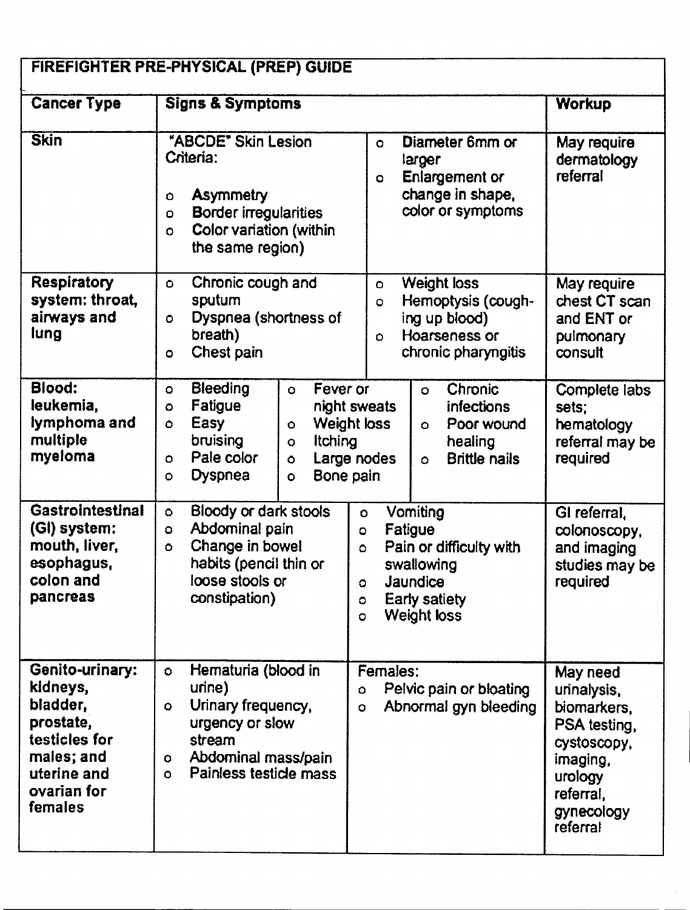| FIREFIGHTER PRE-PHYSICAL (PREP) GUIDE | | |
|---|---|---|
| **Cancer Type** | **Signs & Symptoms** | **Workup** |
| **Skin** | "ABCDE" Skin Lesion Criteria:<br>○ Asymmetry<br>○ Border irregularities<br>○ Color variation (within the same region)<br>○ Diameter 6mm or larger<br>○ Enlargement or change in shape, color or symptoms | May require dermatology referral |
| **Respiratory system: throat, airways and lung** | ○ Chronic cough and sputum<br>○ Dyspnea (shortness of breath)<br>○ Chest pain<br>○ Weight loss<br>○ Hemoptysis (coughing up blood)<br>○ Hoarseness or chronic pharyngitis | May require chest CT scan and ENT or pulmonary consult |
| **Blood: leukemia, lymphoma and multiple myeloma** | ○ Bleeding<br>○ Fatigue<br>○ Easy bruising<br>○ Pale color<br>○ Dyspnea<br>○ Fever or night sweats<br>○ Weight loss<br>○ Itching<br>○ Large nodes<br>○ Bone pain<br>○ Chronic infections<br>○ Poor wound healing<br>○ Brittle nails | Complete labs sets; hematology referral may be required |
| **Gastrointestinal (GI) system: mouth, liver, esophagus, colon and pancreas** | ○ Bloody or dark stools<br>○ Abdominal pain<br>○ Change in bowel habits (pencil thin or loose stools or constipation)<br>○ Vomiting<br>○ Fatigue<br>○ Pain or difficulty with swallowing<br>○ Jaundice<br>○ Early satiety<br>○ Weight loss | GI referral, colonoscopy, and imaging studies may be required |
| **Genito-urinary: kidneys, bladder, prostate, testicles for males; and uterine and ovarian for females** | ○ Hematuria (blood in urine)<br>○ Urinary frequency, urgency or slow stream<br>○ Abdominal mass/pain<br>○ Painless testicle mass<br>Females:<br>○ Pelvic pain or bloating<br>○ Abnormal gyn bleeding | May need urinalysis, biomarkers, PSA testing, cystoscopy, imaging, urology referral, gynecology referral |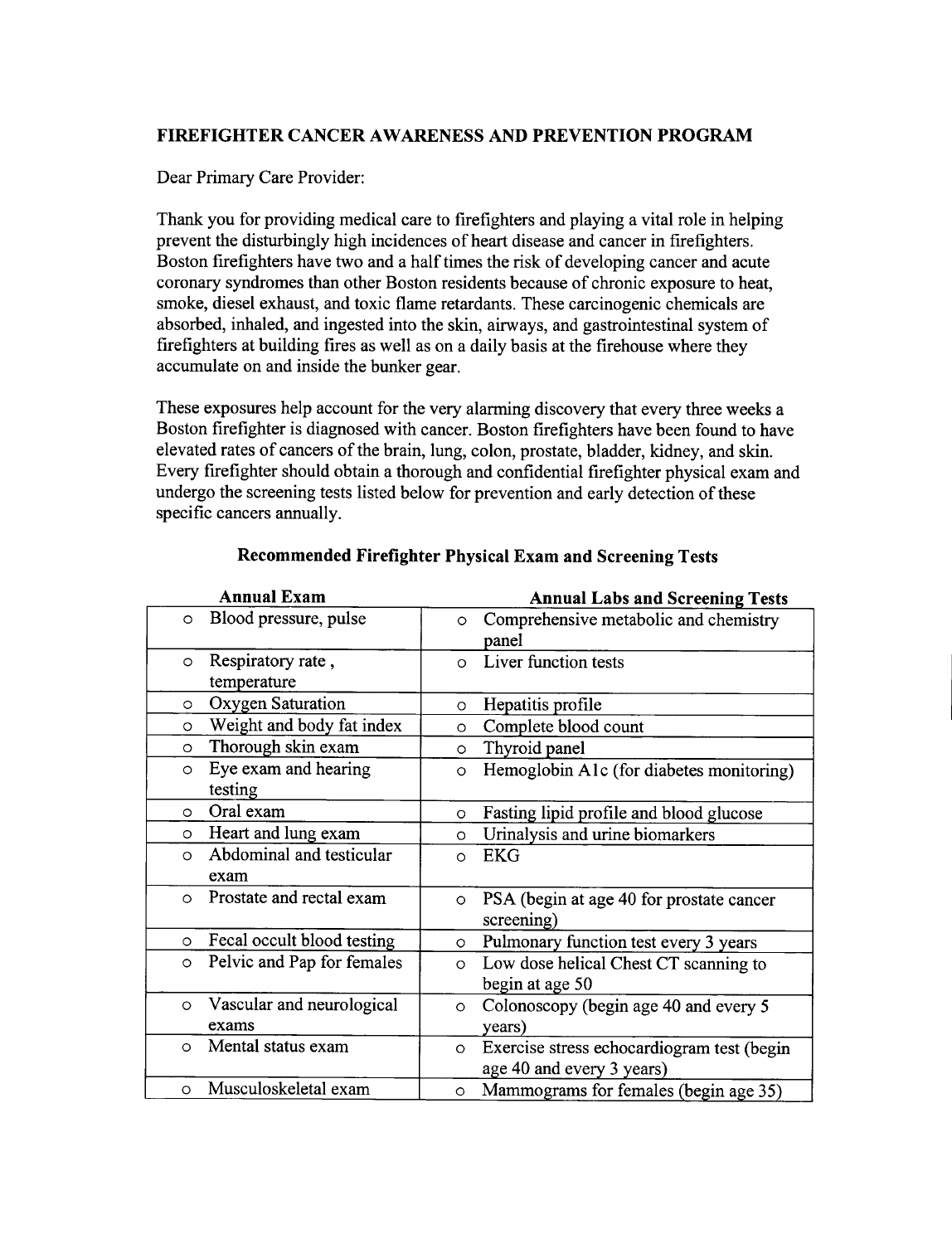## FIREFIGHTER CANCER AWARENESS AND PREVENTION PROGRAM

Dear Primary Care Provider:

Thank you for providing medical care to firefighters and playing a vital role in helping prevent the disturbingly high incidences of heart disease and cancer in firefighters. Boston firefighters have two and a half times the risk of developing cancer and acute coronary syndromes than other Boston residents because of chronic exposure to heat, smoke, diesel exhaust, and toxic flame retardants. These carcinogenic chemicals are absorbed, inhaled, and ingested into the skin, airways, and gastrointestinal system of firefighters at building fires as well as on a daily basis at the firehouse where they accumulate on and inside the bunker gear.

These exposures help account for the very alarming discovery that every three weeks a Boston firefighter is diagnosed with cancer. Boston firefighters have been found to have elevated rates of cancers of the brain, lung, colon, prostate, bladder, kidney, and skin. Every firefighter should obtain a thorough and confidential firefighter physical exam and undergo the screening tests listed below for prevention and early detection of these specific cancers annually.

### Recommended Firefighter Physical Exam and Screening Tests

| Annual Exam | Annual Labs and Screening Tests |
|---|---|
| ○ Blood pressure, pulse | ○ Comprehensive metabolic and chemistry panel |
| ○ Respiratory rate , temperature | ○ Liver function tests |
| ○ Oxygen Saturation | ○ Hepatitis profile |
| ○ Weight and body fat index | ○ Complete blood count |
| ○ Thorough skin exam | ○ Thyroid panel |
| ○ Eye exam and hearing testing | ○ Hemoglobin A1c (for diabetes monitoring) |
| ○ Oral exam | ○ Fasting lipid profile and blood glucose |
| ○ Heart and lung exam | ○ Urinalysis and urine biomarkers |
| ○ Abdominal and testicular exam | ○ EKG |
| ○ Prostate and rectal exam | ○ PSA (begin at age 40 for prostate cancer screening) |
| ○ Fecal occult blood testing | ○ Pulmonary function test every 3 years |
| ○ Pelvic and Pap for females | ○ Low dose helical Chest CT scanning to begin at age 50 |
| ○ Vascular and neurological exams | ○ Colonoscopy (begin age 40 and every 5 years) |
| ○ Mental status exam | ○ Exercise stress echocardiogram test (begin age 40 and every 3 years) |
| ○ Musculoskeletal exam | ○ Mammograms for females (begin age 35) |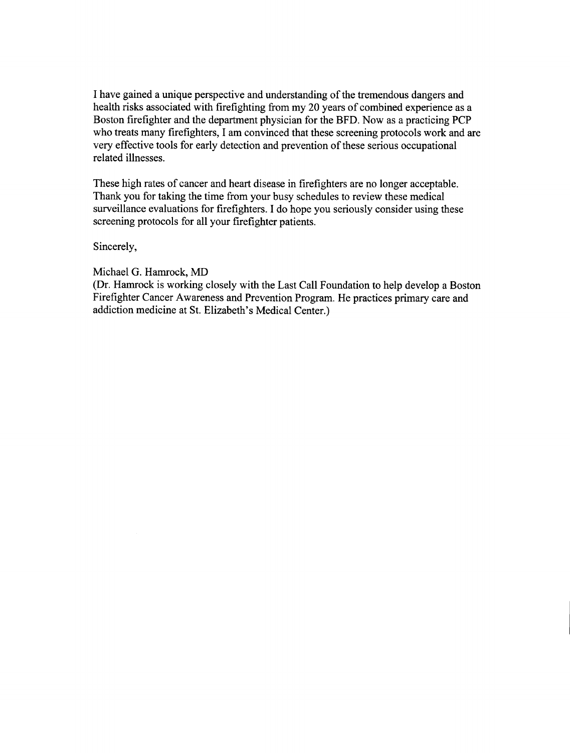I have gained a unique perspective and understanding of the tremendous dangers and health risks associated with firefighting from my 20 years of combined experience as a Boston firefighter and the department physician for the BFD. Now as a practicing PCP who treats many firefighters, I am convinced that these screening protocols work and are very effective tools for early detection and prevention of these serious occupational related illnesses.

These high rates of cancer and heart disease in firefighters are no longer acceptable. Thank you for taking the time from your busy schedules to review these medical surveillance evaluations for firefighters. I do hope you seriously consider using these screening protocols for all your firefighter patients.

Sincerely,

Michael G. Hamrock, MD
(Dr. Hamrock is working closely with the Last Call Foundation to help develop a Boston Firefighter Cancer Awareness and Prevention Program. He practices primary care and addiction medicine at St. Elizabeth's Medical Center.)